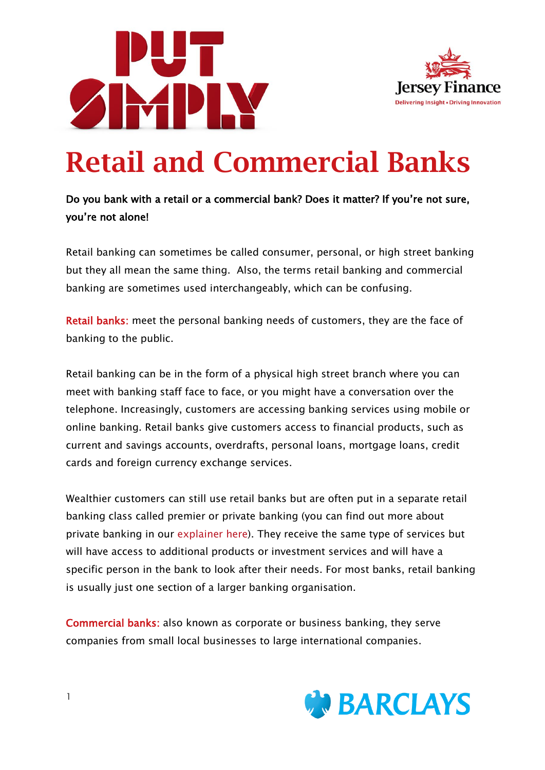# Retail and Commercial Banks

**Do you bank with a retail or a commercial bank? Does it matter? If you're not sure, you're not alone!**

Retail banking can sometimes be called consumer, personal, or high street banking but they all mean the same thing. Also, the terms retail banking and commercial banking are sometimes used interchangeably, which can be confusing.

**Retail banks:** meet the personal banking needs of customers, they are the face of banking to the public.

Retail banking can be in the form of a physical high street branch where you can meet with banking staff face to face, or you might have a conversation over the telephone. Increasingly, customers are accessing banking services using mobile or online banking. Retail banks give customers access to financial products, such as current and savings accounts, overdrafts, personal loans, mortgage loans, credit cards and foreign currency exchange services.

Wealthier customers can still use retail banks but are often put in a separate retail banking class called premier or private banking (you can find out more about private banking in our explainer here). They receive the same type of services but will have access to additional products or investment services and will have a specific person in the bank to look after their needs. For most banks, retail banking is usually just one section of a larger banking organisation.

**Commercial banks:** also known as corporate or business banking, they serve companies from small local businesses to large international companies.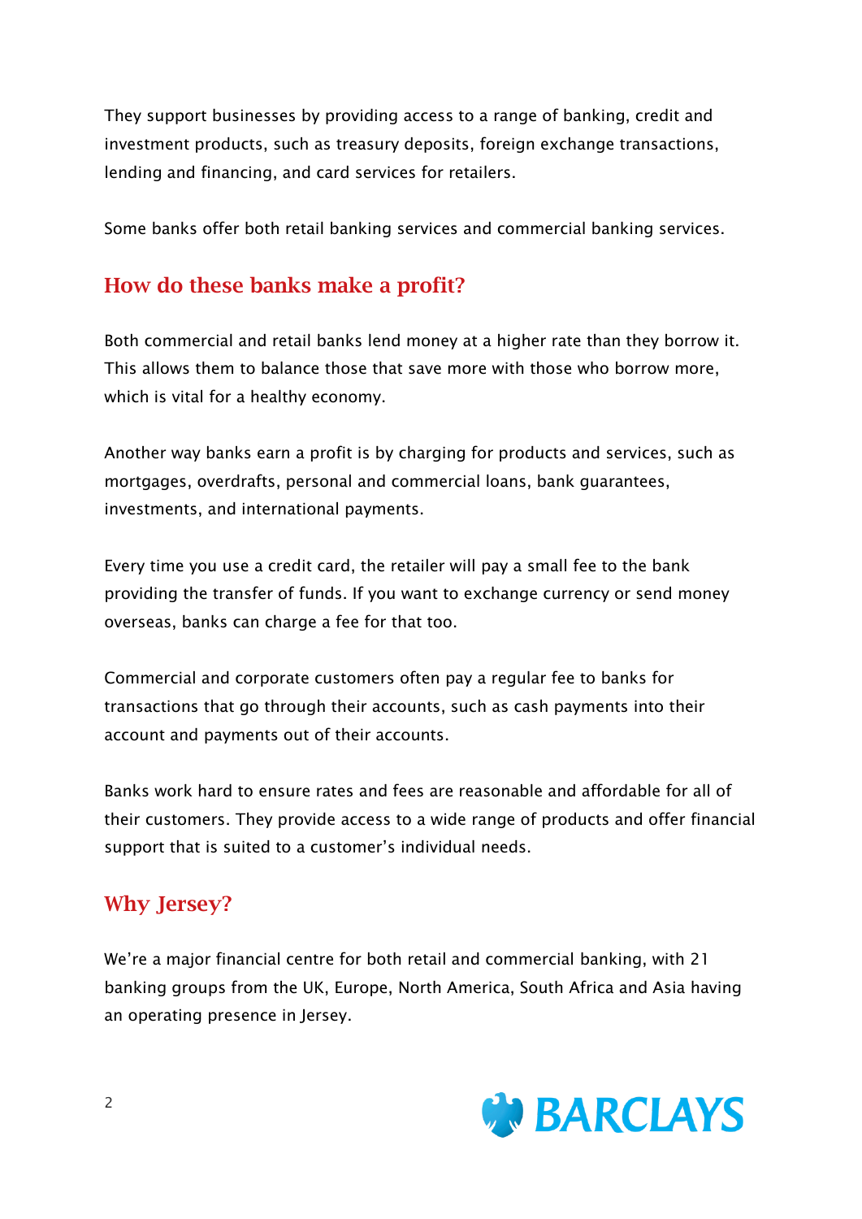They support businesses by providing access to a range of banking, credit and investment products, such as treasury deposits, foreign exchange transactions, lending and financing, and card services for retailers.

Some banks offer both retail banking services and commercial banking services.

## How do these banks make a profit?

Both commercial and retail banks lend money at a higher rate than they borrow it. This allows them to balance those that save more with those who borrow more, which is vital for a healthy economy.

Another way banks earn a profit is by charging for products and services, such as mortgages, overdrafts, personal and commercial loans, bank guarantees, investments, and international payments.

Every time you use a credit card, the retailer will pay a small fee to the bank providing the transfer of funds. If you want to exchange currency or send money overseas, banks can charge a fee for that too.

Commercial and corporate customers often pay a regular fee to banks for transactions that go through their accounts, such as cash payments into their account and payments out of their accounts.

Banks work hard to ensure rates and fees are reasonable and affordable for all of their customers. They provide access to a wide range of products and offer financial support that is suited to a customer's individual needs.

## Why Jersey?

We're a major financial centre for both retail and commercial banking, with 21 banking groups from the UK, Europe, North America, South Africa and Asia having an operating presence in Jersey.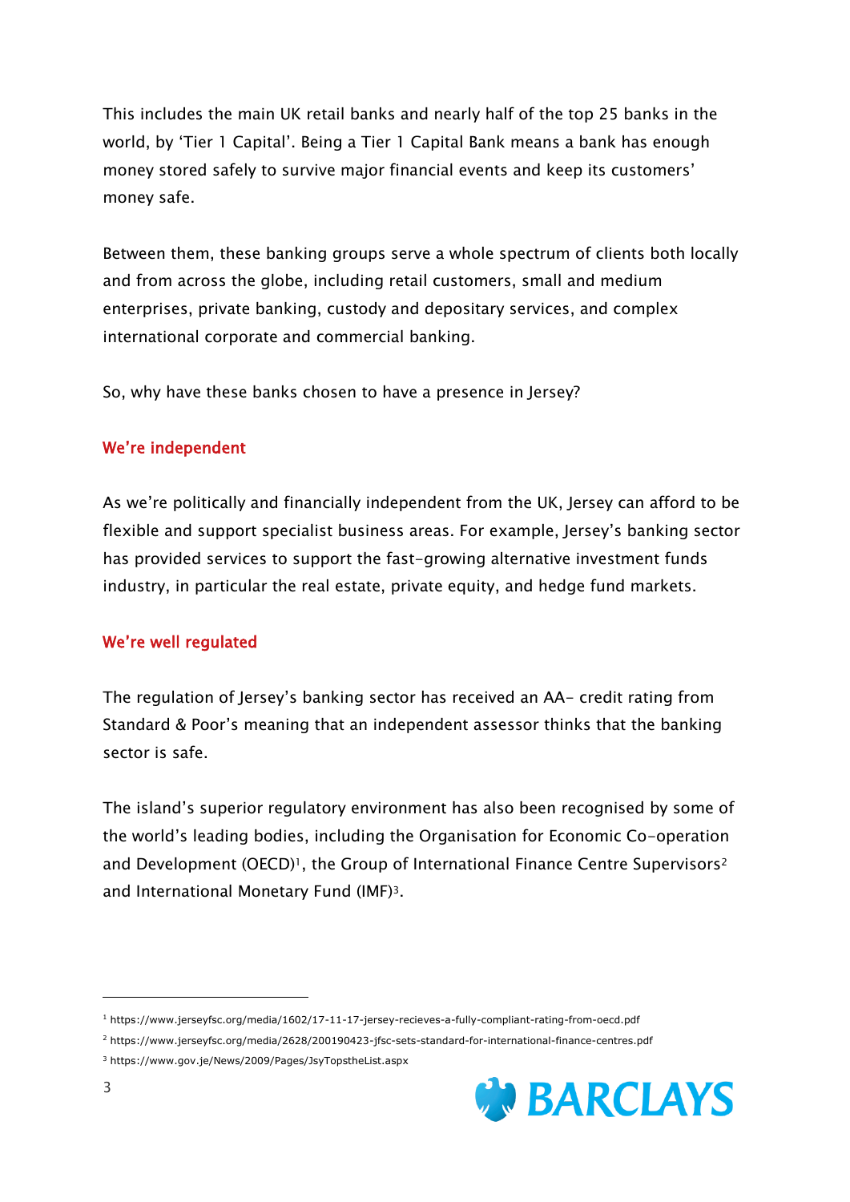This includes the main UK retail banks and nearly half of the top 25 banks in the world, by 'Tier 1 Capital'. Being a Tier 1 Capital Bank means a bank has enough money stored safely to survive major financial events and keep its customers' money safe.

Between them, these banking groups serve a whole spectrum of clients both locally and from across the globe, including retail customers, small and medium enterprises, private banking, custody and depositary services, and complex international corporate and commercial banking.

So, why have these banks chosen to have a presence in Jersey?

## We're independent

As we're politically and financially independent from the UK, Jersey can afford to be flexible and support specialist business areas. For example, Jersey's banking sector has provided services to support the fast-growing alternative investment funds industry, in particular the real estate, private equity, and hedge fund markets.

## We're well regulated

The regulation of Jersey's banking sector has received an AA- credit rating from Standard & Poor's meaning that an independent assessor thinks that the banking sector is safe.

The island's superior regulatory environment has also been recognised by some of the world's leading bodies, including the Organisation for Economic Co-operation and Development (OECD)[1], the Group of International Finance Centre Supervisors[2] and International Monetary Fund (IMF)[3].

---

[1] https://www.jerseyfsc.org/media/1602/17-11-17-jersey-recieves-a-fully-compliant-rating-from-oecd.pdf

[2] https://www.jerseyfsc.org/media/2628/200190423-jfsc-sets-standard-for-international-finance-centres.pdf

[3] https://www.gov.je/News/2009/Pages/JsyTopstheList.aspx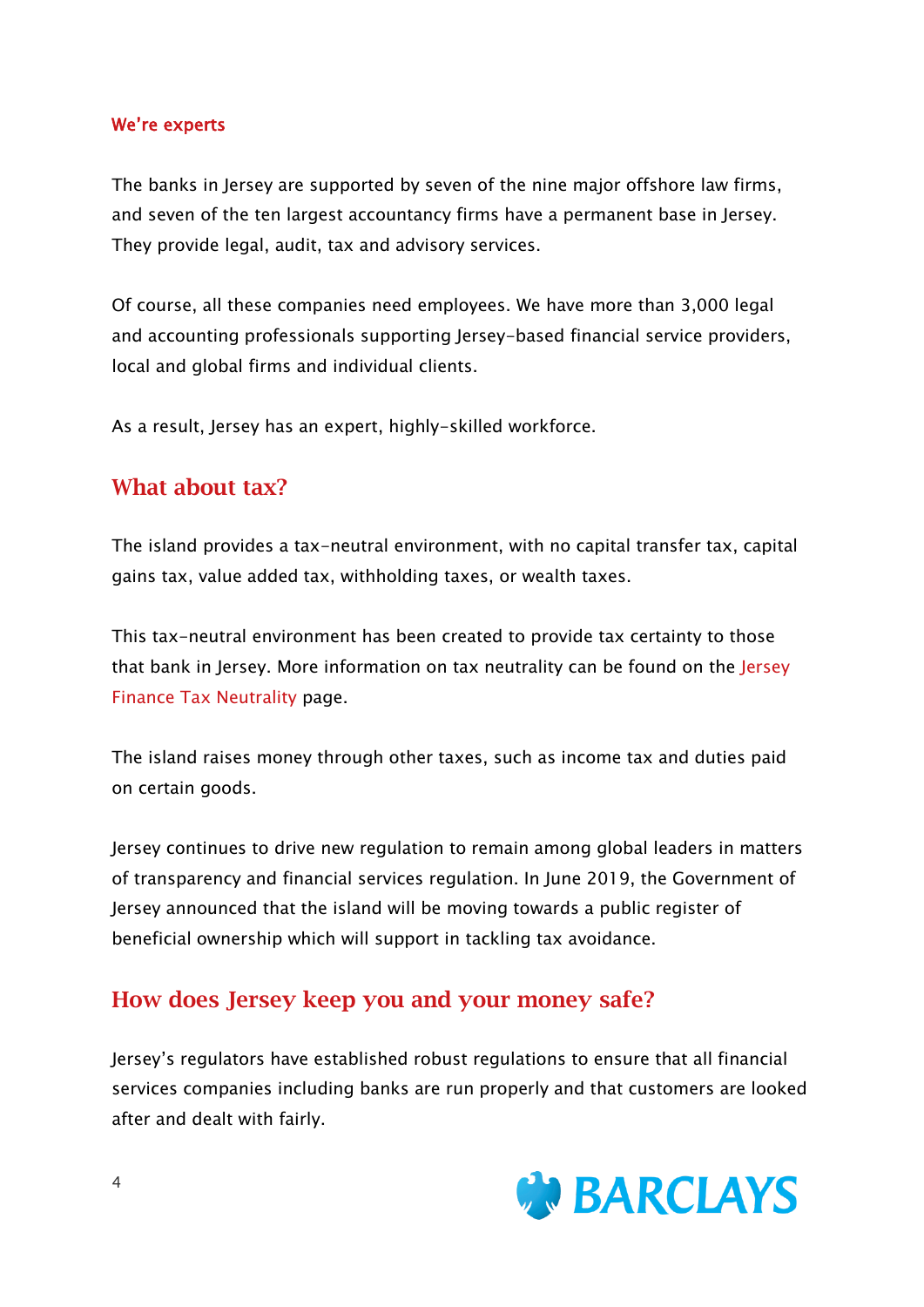### We're experts

The banks in Jersey are supported by seven of the nine major offshore law firms, and seven of the ten largest accountancy firms have a permanent base in Jersey. They provide legal, audit, tax and advisory services.

Of course, all these companies need employees. We have more than 3,000 legal and accounting professionals supporting Jersey-based financial service providers, local and global firms and individual clients.

As a result, Jersey has an expert, highly-skilled workforce.

## What about tax?

The island provides a tax-neutral environment, with no capital transfer tax, capital gains tax, value added tax, withholding taxes, or wealth taxes.

This tax-neutral environment has been created to provide tax certainty to those that bank in Jersey. More information on tax neutrality can be found on the Jersey Finance Tax Neutrality page.

The island raises money through other taxes, such as income tax and duties paid on certain goods.

Jersey continues to drive new regulation to remain among global leaders in matters of transparency and financial services regulation. In June 2019, the Government of Jersey announced that the island will be moving towards a public register of beneficial ownership which will support in tackling tax avoidance.

## How does Jersey keep you and your money safe?

Jersey's regulators have established robust regulations to ensure that all financial services companies including banks are run properly and that customers are looked after and dealt with fairly.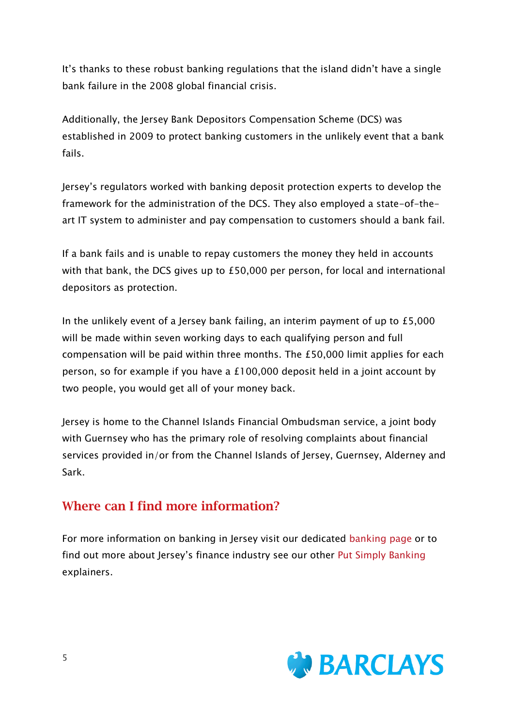It's thanks to these robust banking regulations that the island didn't have a single bank failure in the 2008 global financial crisis.

Additionally, the Jersey Bank Depositors Compensation Scheme (DCS) was established in 2009 to protect banking customers in the unlikely event that a bank fails.

Jersey's regulators worked with banking deposit protection experts to develop the framework for the administration of the DCS. They also employed a state-of-the-art IT system to administer and pay compensation to customers should a bank fail.

If a bank fails and is unable to repay customers the money they held in accounts with that bank, the DCS gives up to £50,000 per person, for local and international depositors as protection.

In the unlikely event of a Jersey bank failing, an interim payment of up to £5,000 will be made within seven working days to each qualifying person and full compensation will be paid within three months. The £50,000 limit applies for each person, so for example if you have a £100,000 deposit held in a joint account by two people, you would get all of your money back.

Jersey is home to the Channel Islands Financial Ombudsman service, a joint body with Guernsey who has the primary role of resolving complaints about financial services provided in/or from the Channel Islands of Jersey, Guernsey, Alderney and Sark.

## Where can I find more information?

For more information on banking in Jersey visit our dedicated banking page or to find out more about Jersey's finance industry see our other Put Simply Banking explainers.

BARCLAYS